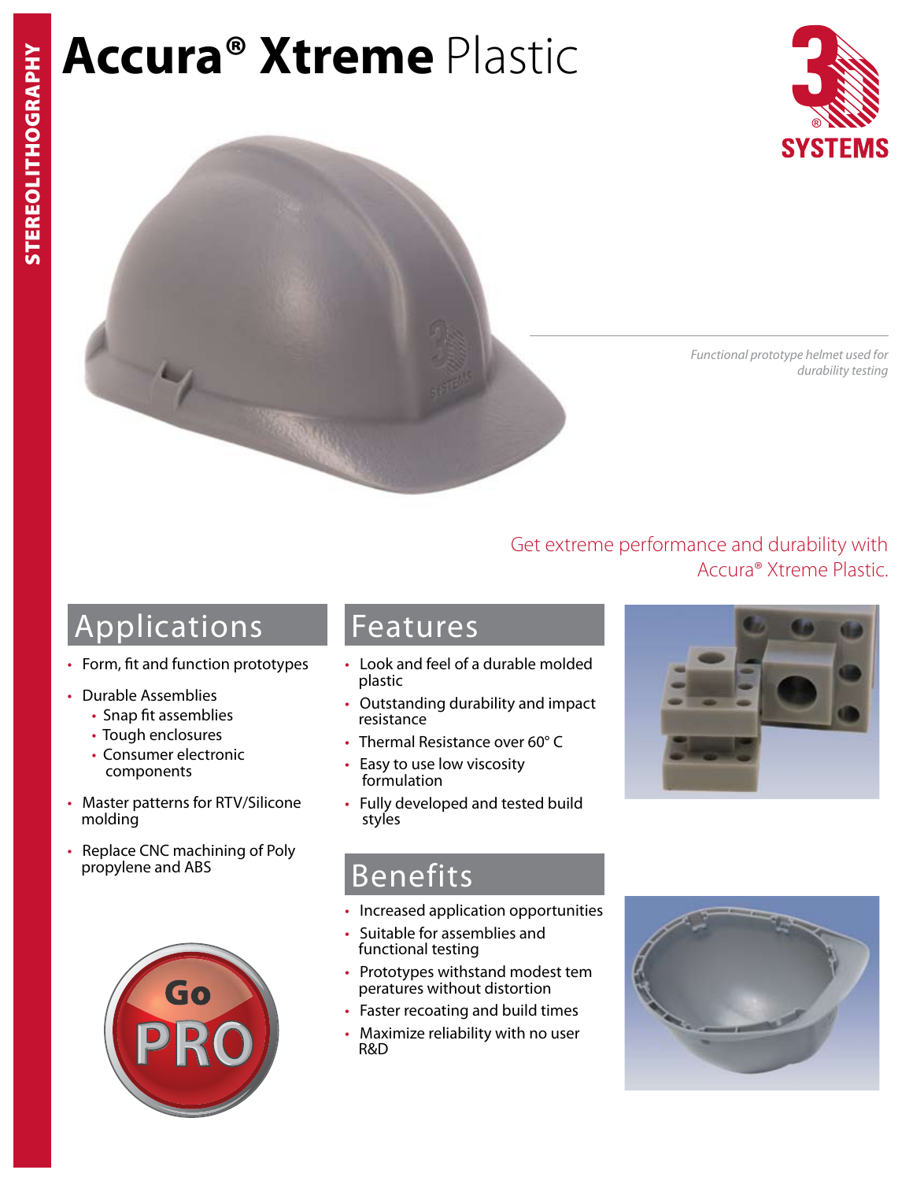STEREOLITHOGRAPHY

# Accura® Xtreme Plastic

*Functional prototype helmet used for durability testing*

Get extreme performance and durability with Accura® Xtreme Plastic.

## Applications

- Form, fit and function prototypes
- Durable Assemblies
  - Snap fit assemblies
  - Tough enclosures
  - Consumer electronic components
- Master patterns for RTV/Silicone molding
- Replace CNC machining of Poly propylene and ABS

## Features

- Look and feel of a durable molded plastic
- Outstanding durability and impact resistance
- Thermal Resistance over 60° C
- Easy to use low viscosity formulation
- Fully developed and tested build styles

## Benefits

- Increased application opportunities
- Suitable for assemblies and functional testing
- Prototypes withstand modest tem peratures without distortion
- Faster recoating and build times
- Maximize reliability with no user R&D

Go PRO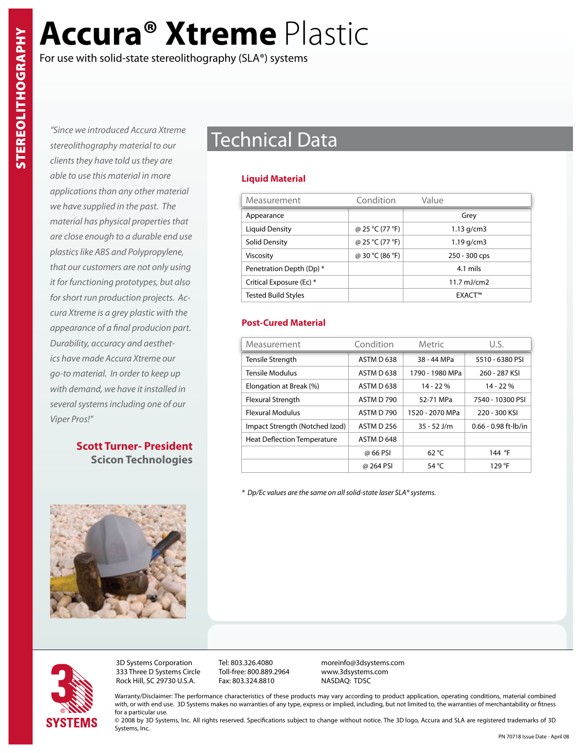# Accura® Xtreme Plastic

For use with solid-state stereolithography (SLA®) systems

STEREOLITHOGRAPHY

*"Since we introduced Accura Xtreme stereolithography material to our clients they have told us they are able to use this material in more applications than any other material we have supplied in the past. The material has physical properties that are close enough to a durable end use plastics like ABS and Polypropylene, that our customers are not only using it for functioning prototypes, but also for short run production projects. Accura Xtreme is a grey plastic with the appearance of a final producion part. Durability, accuracy and aesthetics have made Accura Xtreme our go-to material. In order to keep up with demand, we have it installed in several systems including one of our Viper Pros!"*

**Scott Turner- President**
**Scicon Technologies**

## Technical Data

### Liquid Material

| Measurement | Condition | Value |
|---|---|---|
| Appearance | | Grey |
| Liquid Density | @ 25 °C (77 °F) | 1.13 g/cm3 |
| Solid Density | @ 25 °C (77 °F) | 1.19 g/cm3 |
| Viscosity | @ 30 °C (86 °F) | 250 - 300 cps |
| Penetration Depth (Dp) * | | 4.1 mils |
| Critical Exposure (Ec) * | | 11.7 mJ/cm2 |
| Tested Build Styles | | EXACT™ |

### Post-Cured Material

| Measurement | Condition | Metric | U.S. |
|---|---|---|---|
| Tensile Strength | ASTM D 638 | 38 - 44 MPa | 5510 - 6380 PSI |
| Tensile Modulus | ASTM D 638 | 1790 - 1980 MPa | 260 - 287 KSI |
| Elongation at Break (%) | ASTM D 638 | 14 - 22 % | 14 - 22 % |
| Flexural Strength | ASTM D 790 | 52-71 MPa | 7540 - 10300 PSI |
| Flexural Modulus | ASTM D 790 | 1520 - 2070 MPa | 220 - 300 KSI |
| Impact Strength (Notched Izod) | ASTM D 256 | 35 - 52 J/m | 0.66 - 0.98 ft-lb/in |
| Heat Deflection Temperature | ASTM D 648 | | |
| | @ 66 PSI | 62 °C | 144 °F |
| | @ 264 PSI | 54 °C | 129 °F |

*\* Dp/Ec values are the same on all solid-state laser SLA® systems.*

3D Systems Corporation
333 Three D Systems Circle
Rock Hill, SC 29730 U.S.A.

Tel: 803.326.4080
Toll-free: 800.889.2964
Fax: 803.324.8810

moreinfo@3dsystems.com
www.3dsystems.com
NASDAQ: TDSC

Warranty/Disclaimer: The performance characteristics of these products may vary according to product application, operating conditions, material combined with, or with end use. 3D Systems makes no warranties of any type, express or implied, including, but not limited to, the warranties of merchantability or fitness for a particular use.

© 2008 by 3D Systems, Inc. All rights reserved. Specifications subject to change without notice. The 3D logo, Accura and SLA are registered trademarks of 3D Systems, Inc.

PN 70718 Issue Date - April 08